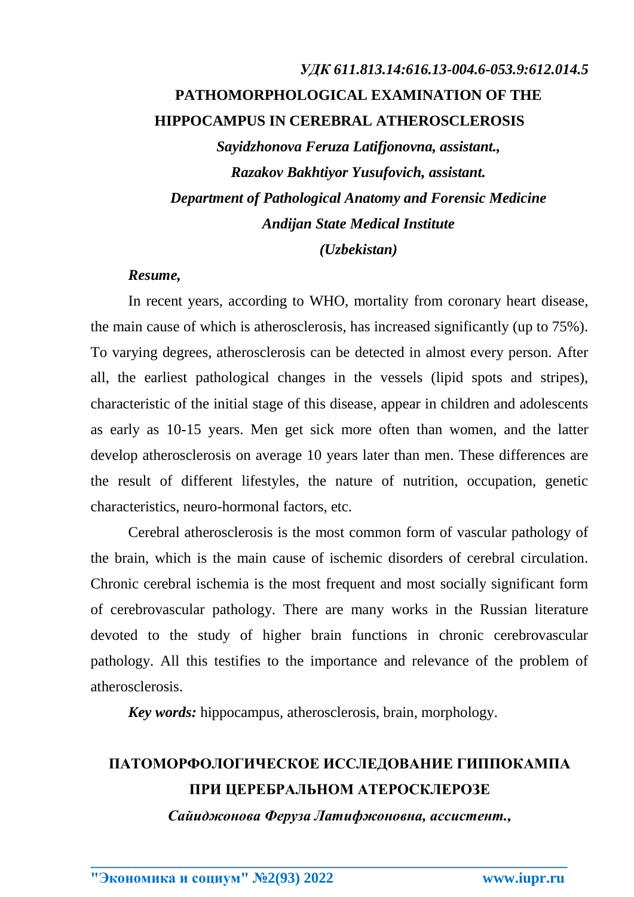*УДК 611.813.14:616.13-004.6-053.9:612.014.5*

# PATHOMORPHOLOGICAL EXAMINATION OF THE HIPPOCAMPUS IN CEREBRAL ATHEROSCLEROSIS

***Sayidzhonova Feruza Latifjonovna, assistant.,***

***Razakov Bakhtiyor Yusufovich, assistant.***

***Department of Pathological Anatomy and Forensic Medicine***

***Andijan State Medical Institute***

***(Uzbekistan)***

***Resume,***

In recent years, according to WHO, mortality from coronary heart disease, the main cause of which is atherosclerosis, has increased significantly (up to 75%). To varying degrees, atherosclerosis can be detected in almost every person. After all, the earliest pathological changes in the vessels (lipid spots and stripes), characteristic of the initial stage of this disease, appear in children and adolescents as early as 10-15 years. Men get sick more often than women, and the latter develop atherosclerosis on average 10 years later than men. These differences are the result of different lifestyles, the nature of nutrition, occupation, genetic characteristics, neuro-hormonal factors, etc.

Cerebral atherosclerosis is the most common form of vascular pathology of the brain, which is the main cause of ischemic disorders of cerebral circulation. Chronic cerebral ischemia is the most frequent and most socially significant form of cerebrovascular pathology. There are many works in the Russian literature devoted to the study of higher brain functions in chronic cerebrovascular pathology. All this testifies to the importance and relevance of the problem of atherosclerosis.

***Key words:*** hippocampus, atherosclerosis, brain, morphology.

# ПАТОМОРФОЛОГИЧЕСКОЕ ИССЛЕДОВАНИЕ ГИППОКАМПА ПРИ ЦЕРЕБРАЛЬНОМ АТЕРОСКЛЕРОЗЕ

***Сайиджонова Феруза Латифжоновна, ассистент.,***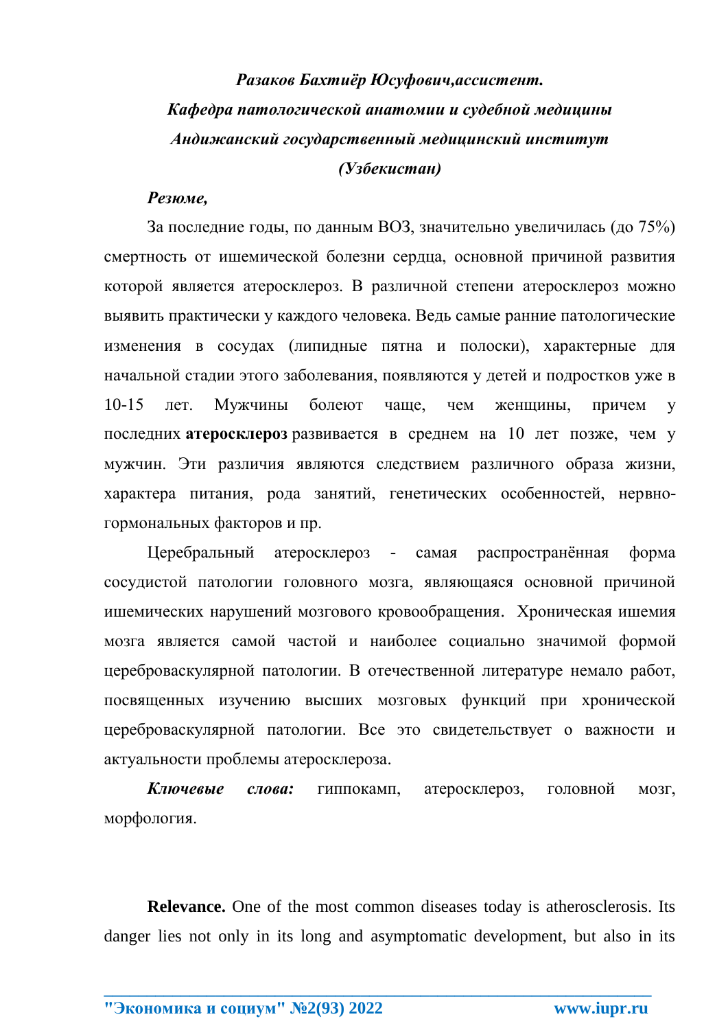***Разаков Бахтиёр Юсуфович,ассистент.***

***Кафедра патологической анатомии и судебной медицины***

***Андижанский государственный медицинский институт***

***(Узбекистан)***

***Резюме,***

За последние годы, по данным ВОЗ, значительно увеличилась (до 75%) смертность от ишемической болезни сердца, основной причиной развития которой является атеросклероз. В различной степени атеросклероз можно выявить практически у каждого человека. Ведь самые ранние патологические изменения в сосудах (липидные пятна и полоски), характерные для начальной стадии этого заболевания, появляются у детей и подростков уже в 10-15 лет. Мужчины болеют чаще, чем женщины, причем у последних **атеросклероз** развивается в среднем на 10 лет позже, чем у мужчин. Эти различия являются следствием различного образа жизни, характера питания, рода занятий, генетических особенностей, нервно-гормональных факторов и пр.

Церебральный атеросклероз - самая распространённая форма сосудистой патологии головного мозга, являющаяся основной причиной ишемических нарушений мозгового кровообращения. Хроническая ишемия мозга является самой частой и наиболее социально значимой формой цереброваскулярной патологии. В отечественной литературе немало работ, посвященных изучению высших мозговых функций при хронической цереброваскулярной патологии. Все это свидетельствует о важности и актуальности проблемы атеросклероза.

***Ключевые слова:*** гиппокамп, атеросклероз, головной мозг, морфология.

**Relevance.** One of the most common diseases today is atherosclerosis. Its danger lies not only in its long and asymptomatic development, but also in its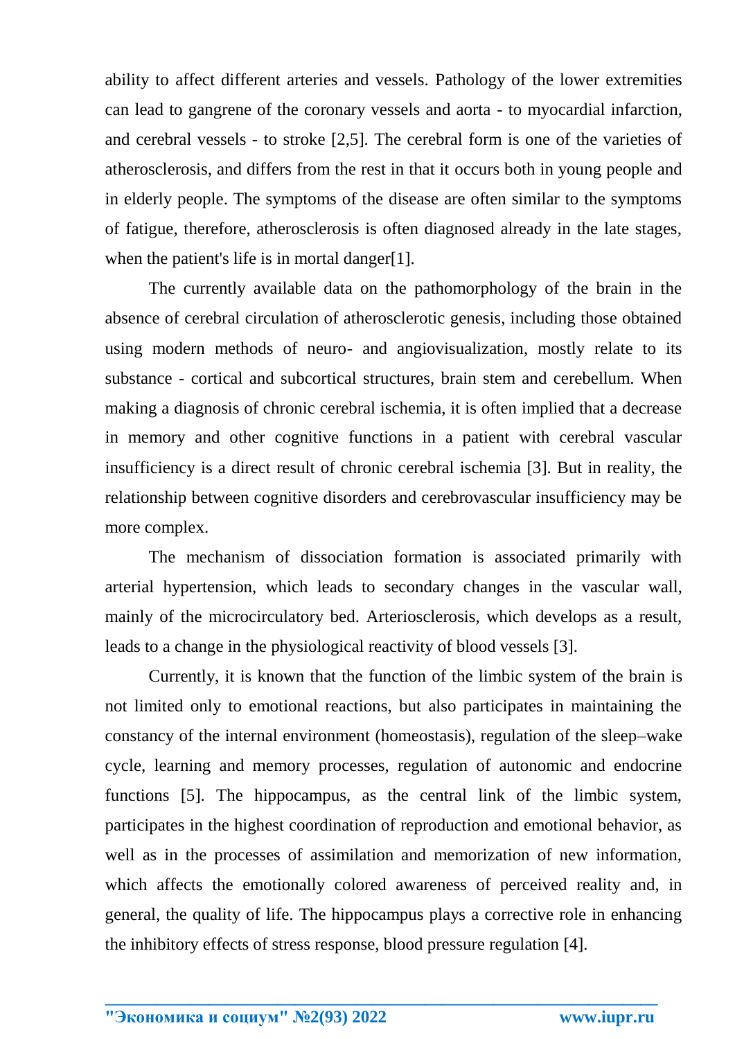ability to affect different arteries and vessels. Pathology of the lower extremities can lead to gangrene of the coronary vessels and aorta - to myocardial infarction, and cerebral vessels - to stroke [2,5]. The cerebral form is one of the varieties of atherosclerosis, and differs from the rest in that it occurs both in young people and in elderly people. The symptoms of the disease are often similar to the symptoms of fatigue, therefore, atherosclerosis is often diagnosed already in the late stages, when the patient's life is in mortal danger[1].

The currently available data on the pathomorphology of the brain in the absence of cerebral circulation of atherosclerotic genesis, including those obtained using modern methods of neuro- and angiovisualization, mostly relate to its substance - cortical and subcortical structures, brain stem and cerebellum. When making a diagnosis of chronic cerebral ischemia, it is often implied that a decrease in memory and other cognitive functions in a patient with cerebral vascular insufficiency is a direct result of chronic cerebral ischemia [3]. But in reality, the relationship between cognitive disorders and cerebrovascular insufficiency may be more complex.

The mechanism of dissociation formation is associated primarily with arterial hypertension, which leads to secondary changes in the vascular wall, mainly of the microcirculatory bed. Arteriosclerosis, which develops as a result, leads to a change in the physiological reactivity of blood vessels [3].

Currently, it is known that the function of the limbic system of the brain is not limited only to emotional reactions, but also participates in maintaining the constancy of the internal environment (homeostasis), regulation of the sleep–wake cycle, learning and memory processes, regulation of autonomic and endocrine functions [5]. The hippocampus, as the central link of the limbic system, participates in the highest coordination of reproduction and emotional behavior, as well as in the processes of assimilation and memorization of new information, which affects the emotionally colored awareness of perceived reality and, in general, the quality of life. The hippocampus plays a corrective role in enhancing the inhibitory effects of stress response, blood pressure regulation [4].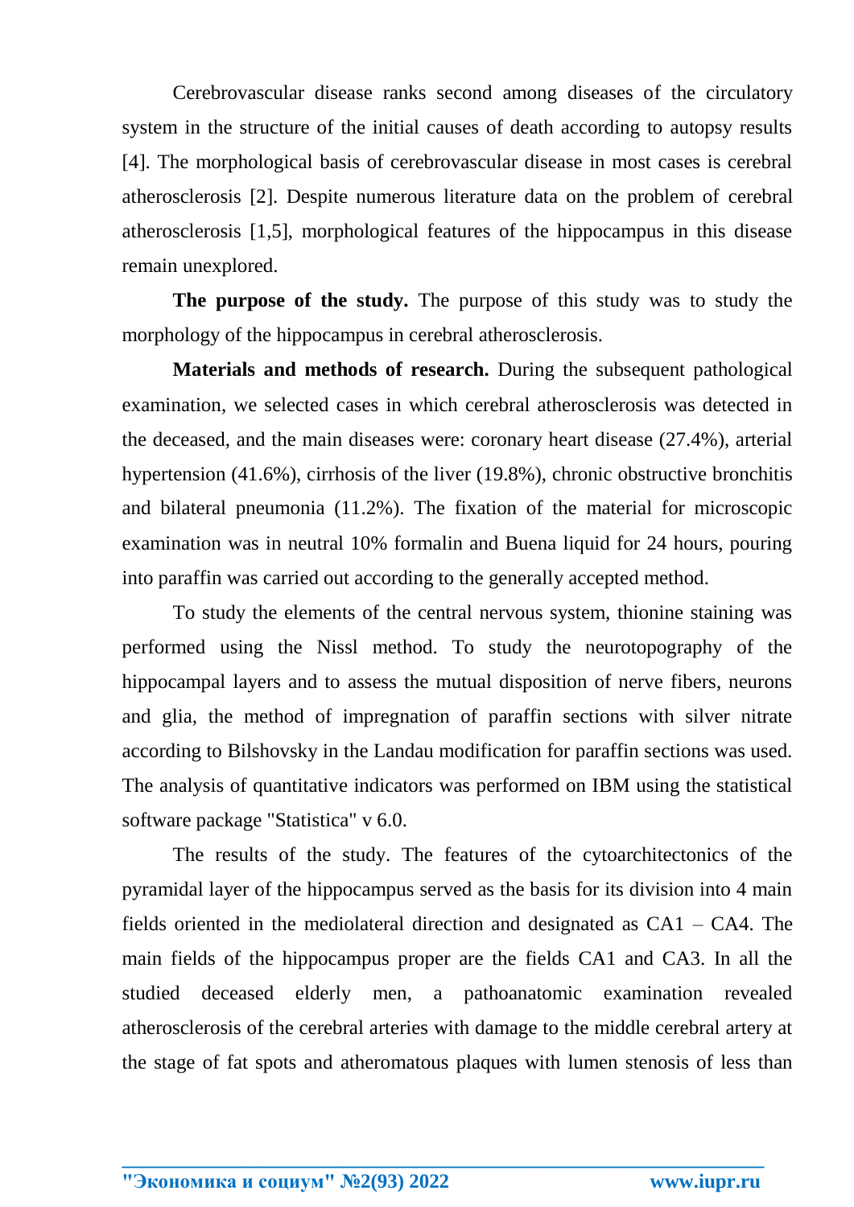Cerebrovascular disease ranks second among diseases of the circulatory system in the structure of the initial causes of death according to autopsy results [4]. The morphological basis of cerebrovascular disease in most cases is cerebral atherosclerosis [2]. Despite numerous literature data on the problem of cerebral atherosclerosis [1,5], morphological features of the hippocampus in this disease remain unexplored.

**The purpose of the study.** The purpose of this study was to study the morphology of the hippocampus in cerebral atherosclerosis.

**Materials and methods of research.** During the subsequent pathological examination, we selected cases in which cerebral atherosclerosis was detected in the deceased, and the main diseases were: coronary heart disease (27.4%), arterial hypertension (41.6%), cirrhosis of the liver (19.8%), chronic obstructive bronchitis and bilateral pneumonia (11.2%). The fixation of the material for microscopic examination was in neutral 10% formalin and Buena liquid for 24 hours, pouring into paraffin was carried out according to the generally accepted method.

To study the elements of the central nervous system, thionine staining was performed using the Nissl method. To study the neurotopography of the hippocampal layers and to assess the mutual disposition of nerve fibers, neurons and glia, the method of impregnation of paraffin sections with silver nitrate according to Bilshovsky in the Landau modification for paraffin sections was used. The analysis of quantitative indicators was performed on IBM using the statistical software package "Statistica" v 6.0.

The results of the study. The features of the cytoarchitectonics of the pyramidal layer of the hippocampus served as the basis for its division into 4 main fields oriented in the mediolateral direction and designated as CA1 – CA4. The main fields of the hippocampus proper are the fields CA1 and CA3. In all the studied deceased elderly men, a pathoanatomic examination revealed atherosclerosis of the cerebral arteries with damage to the middle cerebral artery at the stage of fat spots and atheromatous plaques with lumen stenosis of less than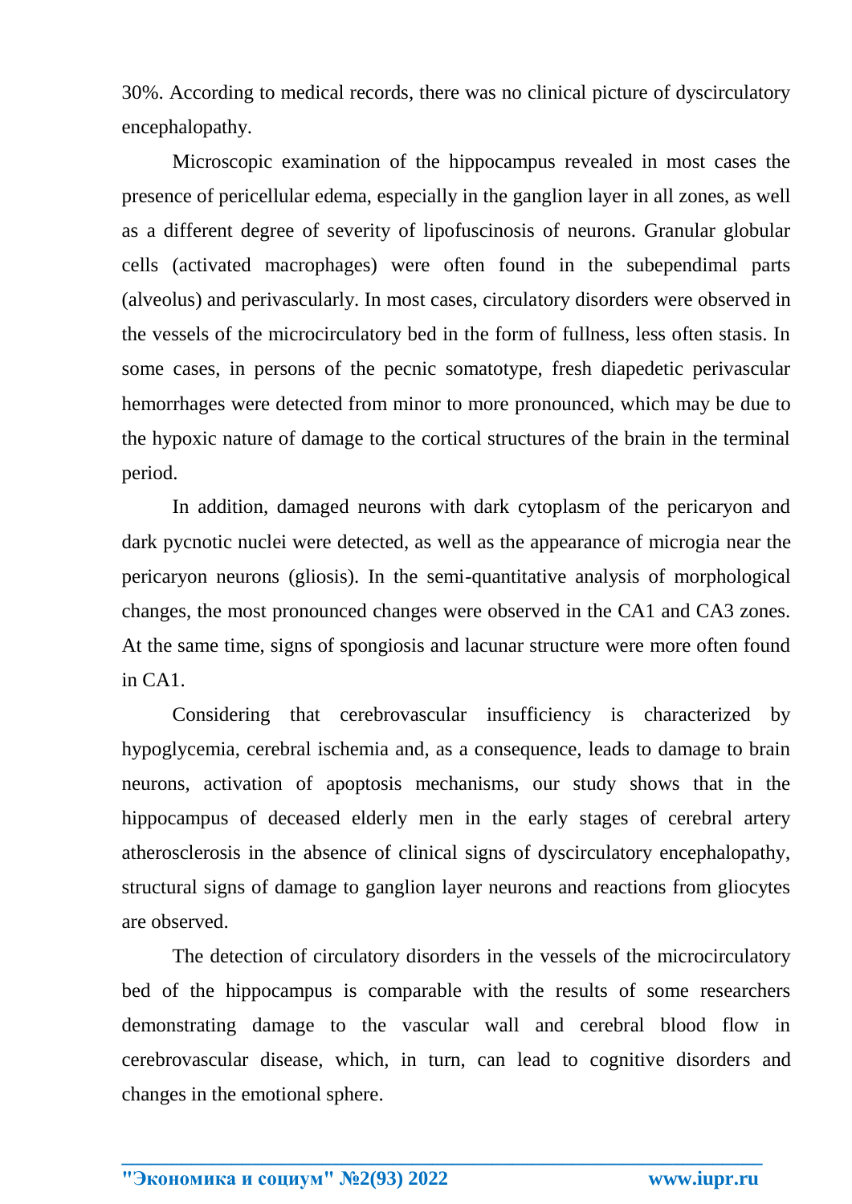30%. According to medical records, there was no clinical picture of dyscirculatory encephalopathy.

Microscopic examination of the hippocampus revealed in most cases the presence of pericellular edema, especially in the ganglion layer in all zones, as well as a different degree of severity of lipofuscinosis of neurons. Granular globular cells (activated macrophages) were often found in the subependimal parts (alveolus) and perivascularly. In most cases, circulatory disorders were observed in the vessels of the microcirculatory bed in the form of fullness, less often stasis. In some cases, in persons of the pecnic somatotype, fresh diapedetic perivascular hemorrhages were detected from minor to more pronounced, which may be due to the hypoxic nature of damage to the cortical structures of the brain in the terminal period.

In addition, damaged neurons with dark cytoplasm of the pericaryon and dark pycnotic nuclei were detected, as well as the appearance of microgia near the pericaryon neurons (gliosis). In the semi-quantitative analysis of morphological changes, the most pronounced changes were observed in the CA1 and CA3 zones. At the same time, signs of spongiosis and lacunar structure were more often found in CA1.

Considering that cerebrovascular insufficiency is characterized by hypoglycemia, cerebral ischemia and, as a consequence, leads to damage to brain neurons, activation of apoptosis mechanisms, our study shows that in the hippocampus of deceased elderly men in the early stages of cerebral artery atherosclerosis in the absence of clinical signs of dyscirculatory encephalopathy, structural signs of damage to ganglion layer neurons and reactions from gliocytes are observed.

The detection of circulatory disorders in the vessels of the microcirculatory bed of the hippocampus is comparable with the results of some researchers demonstrating damage to the vascular wall and cerebral blood flow in cerebrovascular disease, which, in turn, can lead to cognitive disorders and changes in the emotional sphere.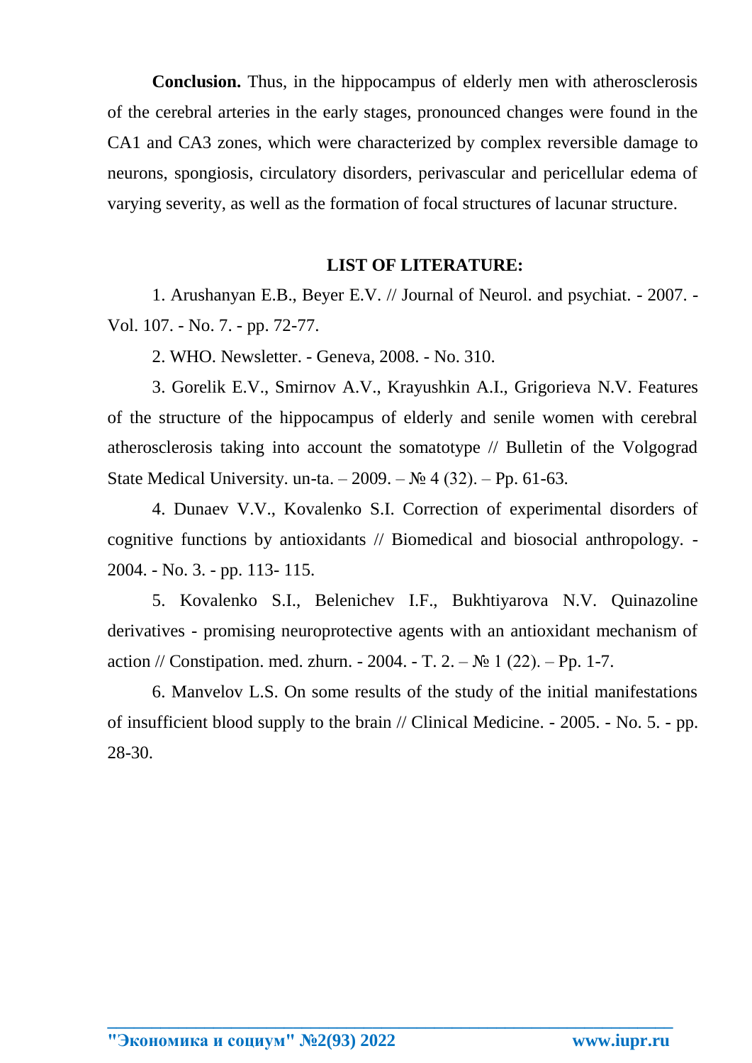**Conclusion.** Thus, in the hippocampus of elderly men with atherosclerosis of the cerebral arteries in the early stages, pronounced changes were found in the CA1 and CA3 zones, which were characterized by complex reversible damage to neurons, spongiosis, circulatory disorders, perivascular and pericellular edema of varying severity, as well as the formation of focal structures of lacunar structure.

## LIST OF LITERATURE:

1. Arushanyan E.B., Beyer E.V. // Journal of Neurol. and psychiat. - 2007. - Vol. 107. - No. 7. - pp. 72-77.

2. WHO. Newsletter. - Geneva, 2008. - No. 310.

3. Gorelik E.V., Smirnov A.V., Krayushkin A.I., Grigorieva N.V. Features of the structure of the hippocampus of elderly and senile women with cerebral atherosclerosis taking into account the somatotype // Bulletin of the Volgograd State Medical University. un-ta. – 2009. – № 4 (32). – Pp. 61-63.

4. Dunaev V.V., Kovalenko S.I. Correction of experimental disorders of cognitive functions by antioxidants // Biomedical and biosocial anthropology. - 2004. - No. 3. - pp. 113- 115.

5. Kovalenko S.I., Belenichev I.F., Bukhtiyarova N.V. Quinazoline derivatives - promising neuroprotective agents with an antioxidant mechanism of action // Constipation. med. zhurn. - 2004. - T. 2. – № 1 (22). – Pp. 1-7.

6. Manvelov L.S. On some results of the study of the initial manifestations of insufficient blood supply to the brain // Clinical Medicine. - 2005. - No. 5. - pp. 28-30.